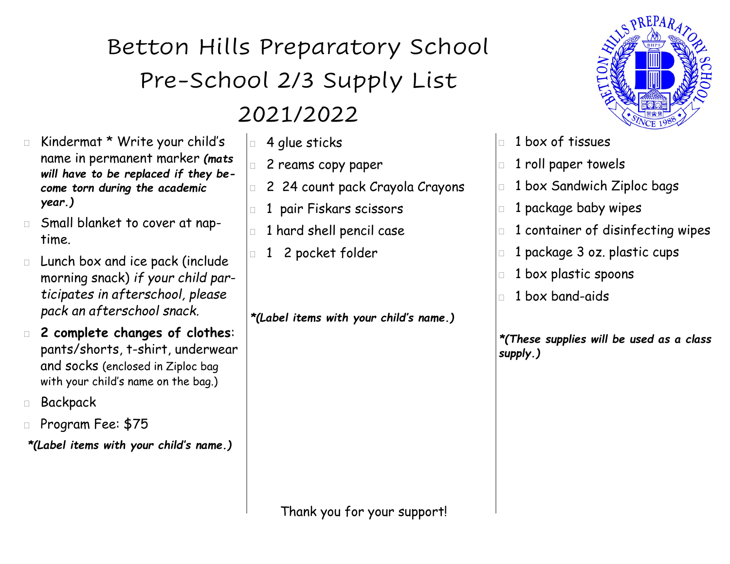# Betton Hills Preparatory School

## Pre-School 2/3 Supply List

## 2021/2022

- Kindermat * Write your child's name in permanent marker ***(mats will have to be replaced if they become torn during the academic year.)***
- Small blanket to cover at nap-time.
- Lunch box and ice pack (include morning snack) *if your child participates in afterschool, please pack an afterschool snack.*
- **2 complete changes of clothes**: pants/shorts, t-shirt, underwear and socks (enclosed in Ziploc bag with your child's name on the bag.)
- Backpack
- Program Fee: $75

***(Label items with your child's name.)**

- 4 glue sticks
- 2 reams copy paper
- 2 24 count pack Crayola Crayons
- 1 pair Fiskars scissors
- 1 hard shell pencil case
- 1 2 pocket folder

***(Label items with your child's name.)**

- 1 box of tissues
- 1 roll paper towels
- 1 box Sandwich Ziploc bags
- 1 package baby wipes
- 1 container of disinfecting wipes
- 1 package 3 oz. plastic cups
- 1 box plastic spoons
- 1 box band-aids

***(These supplies will be used as a class supply.)**

Thank you for your support!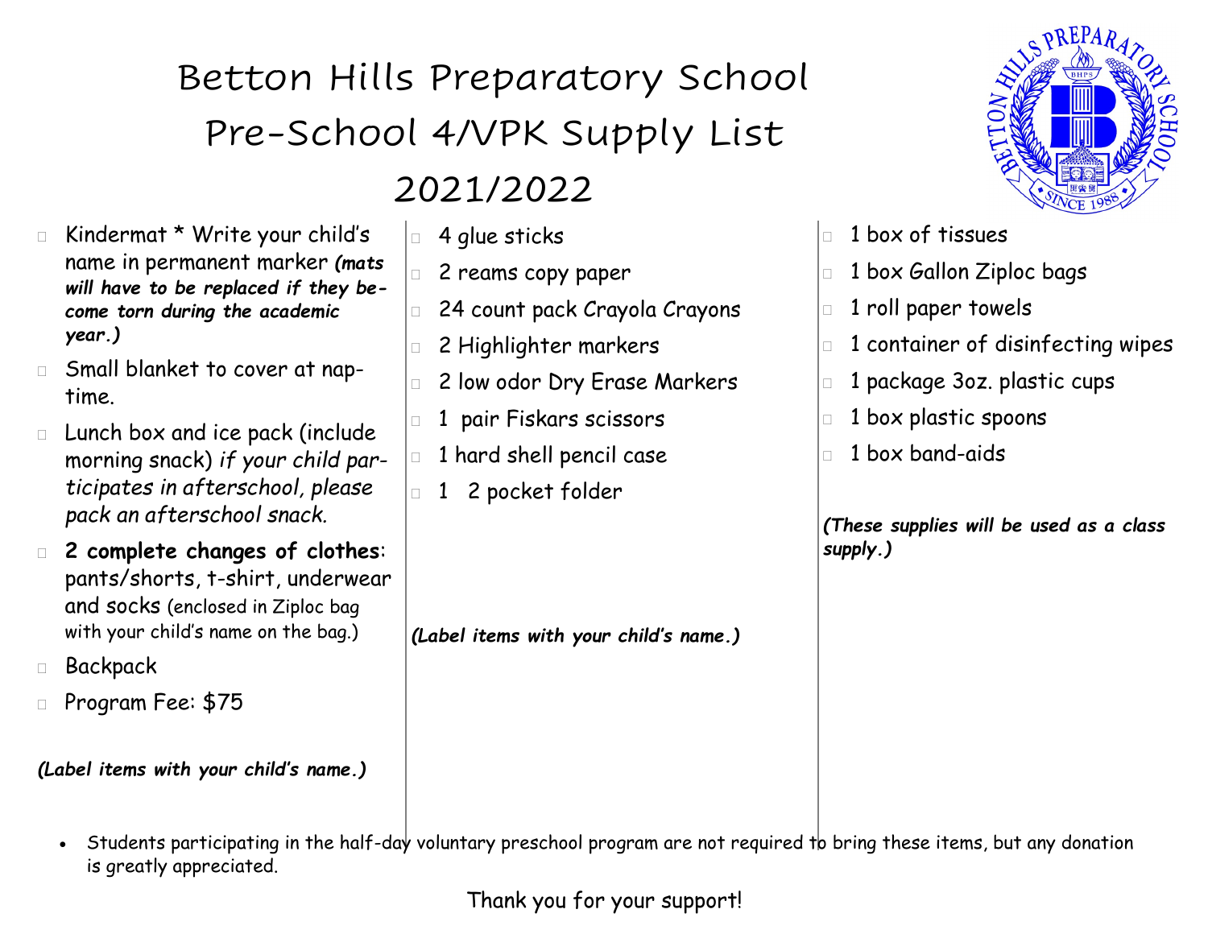# Betton Hills Preparatory School

## Pre-School 4/VPK Supply List

## 2021/2022

- Kindermat * Write your child's name in permanent marker ***(mats will have to be replaced if they become torn during the academic year.)***
- Small blanket to cover at nap-time.
- Lunch box and ice pack (include morning snack) *if your child participates in afterschool, please pack an afterschool snack.*
- **2 complete changes of clothes**: pants/shorts, t-shirt, underwear and socks (enclosed in Ziploc bag with your child's name on the bag.)
- Backpack
- Program Fee: $75

***(Label items with your child's name.)***

- 4 glue sticks
- 2 reams copy paper
- 24 count pack Crayola Crayons
- 2 Highlighter markers
- 2 low odor Dry Erase Markers
- 1 pair Fiskars scissors
- 1 hard shell pencil case
- 1 2 pocket folder

***(Label items with your child's name.)***

- 1 box of tissues
- 1 box Gallon Ziploc bags
- 1 roll paper towels
- 1 container of disinfecting wipes
- 1 package 3oz. plastic cups
- 1 box plastic spoons
- 1 box band-aids

***(These supplies will be used as a class supply.)***

- Students participating in the half-day voluntary preschool program are not required to bring these items, but any donation is greatly appreciated.

Thank you for your support!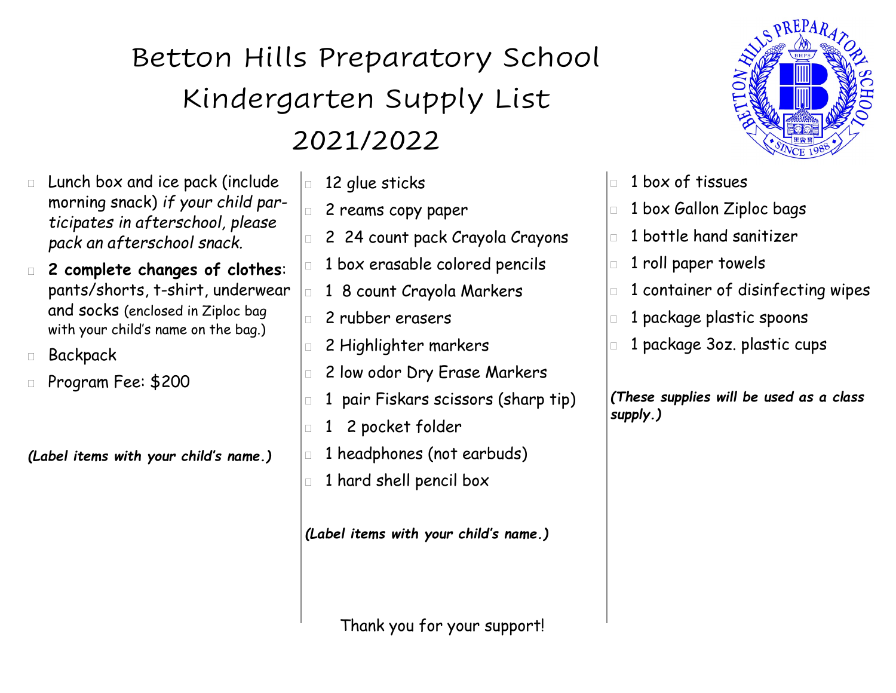# Betton Hills Preparatory School
## Kindergarten Supply List
## 2021/2022

- Lunch box and ice pack (include morning snack) *if your child participates in afterschool, please pack an afterschool snack.*
- **2 complete changes of clothes**: pants/shorts, t-shirt, underwear and socks (enclosed in Ziploc bag with your child's name on the bag.)
- Backpack
- Program Fee: $200

***(Label items with your child's name.)***

- 12 glue sticks
- 2 reams copy paper
- 2 24 count pack Crayola Crayons
- 1 box erasable colored pencils
- 1 8 count Crayola Markers
- 2 rubber erasers
- 2 Highlighter markers
- 2 low odor Dry Erase Markers
- 1 pair Fiskars scissors (sharp tip)
- 1 2 pocket folder
- 1 headphones (not earbuds)
- 1 hard shell pencil box

***(Label items with your child's name.)***

- 1 box of tissues
- 1 box Gallon Ziploc bags
- 1 bottle hand sanitizer
- 1 roll paper towels
- 1 container of disinfecting wipes
- 1 package plastic spoons
- 1 package 3oz. plastic cups

***(These supplies will be used as a class supply.)***

Thank you for your support!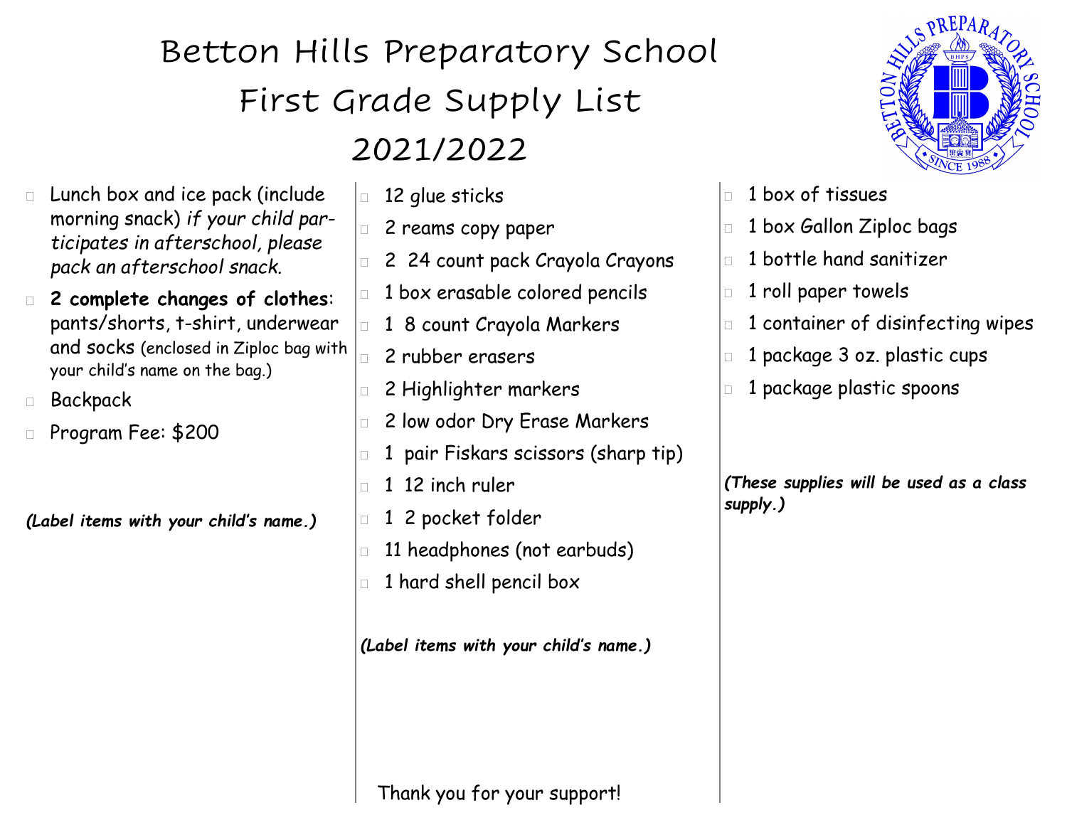# Betton Hills Preparatory School
# First Grade Supply List
# 2021/2022

- Lunch box and ice pack (include morning snack) *if your child participates in afterschool, please pack an afterschool snack.*
- **2 complete changes of clothes**: pants/shorts, t-shirt, underwear and socks (enclosed in Ziploc bag with your child's name on the bag.)
- Backpack
- Program Fee: $200

***(Label items with your child's name.)***

- 12 glue sticks
- 2 reams copy paper
- 2 24 count pack Crayola Crayons
- 1 box erasable colored pencils
- 1 8 count Crayola Markers
- 2 rubber erasers
- 2 Highlighter markers
- 2 low odor Dry Erase Markers
- 1 pair Fiskars scissors (sharp tip)
- 1 12 inch ruler
- 1 2 pocket folder
- 11 headphones (not earbuds)
- 1 hard shell pencil box

***(Label items with your child's name.)***

- 1 box of tissues
- 1 box Gallon Ziploc bags
- 1 bottle hand sanitizer
- 1 roll paper towels
- 1 container of disinfecting wipes
- 1 package 3 oz. plastic cups
- 1 package plastic spoons

***(These supplies will be used as a class supply.)***

Thank you for your support!